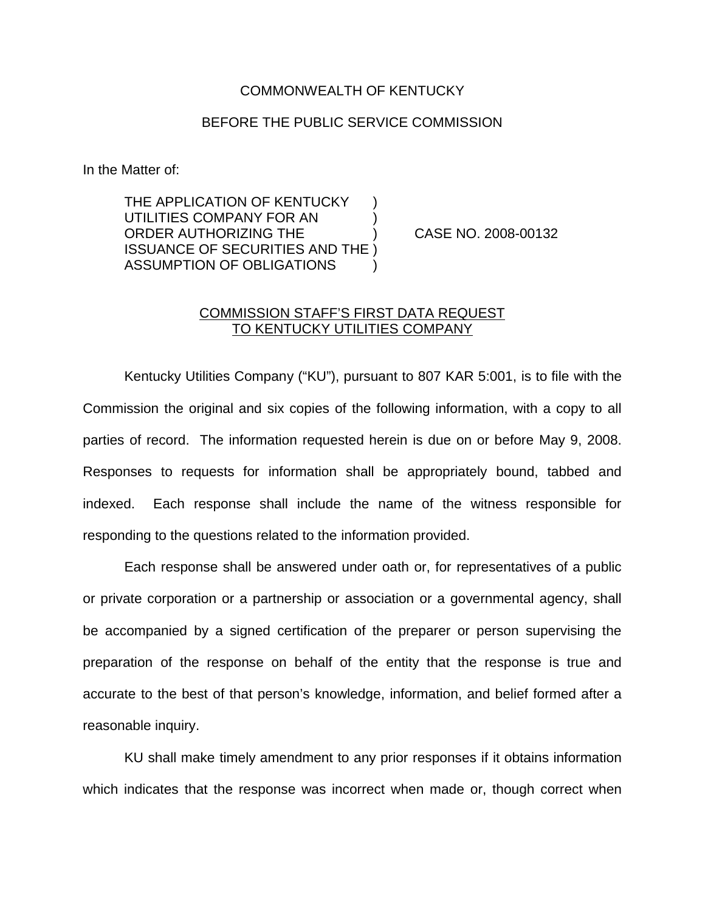COMMONWEALTH OF KENTUCKY

BEFORE THE PUBLIC SERVICE COMMISSION

In the Matter of:

THE APPLICATION OF KENTUCKY )
UTILITIES COMPANY FOR AN )
ORDER AUTHORIZING THE ) CASE NO. 2008-00132
ISSUANCE OF SECURITIES AND THE )
ASSUMPTION OF OBLIGATIONS )

COMMISSION STAFF'S FIRST DATA REQUEST
TO KENTUCKY UTILITIES COMPANY

Kentucky Utilities Company ("KU"), pursuant to 807 KAR 5:001, is to file with the Commission the original and six copies of the following information, with a copy to all parties of record. The information requested herein is due on or before May 9, 2008. Responses to requests for information shall be appropriately bound, tabbed and indexed. Each response shall include the name of the witness responsible for responding to the questions related to the information provided.

Each response shall be answered under oath or, for representatives of a public or private corporation or a partnership or association or a governmental agency, shall be accompanied by a signed certification of the preparer or person supervising the preparation of the response on behalf of the entity that the response is true and accurate to the best of that person's knowledge, information, and belief formed after a reasonable inquiry.

KU shall make timely amendment to any prior responses if it obtains information which indicates that the response was incorrect when made or, though correct when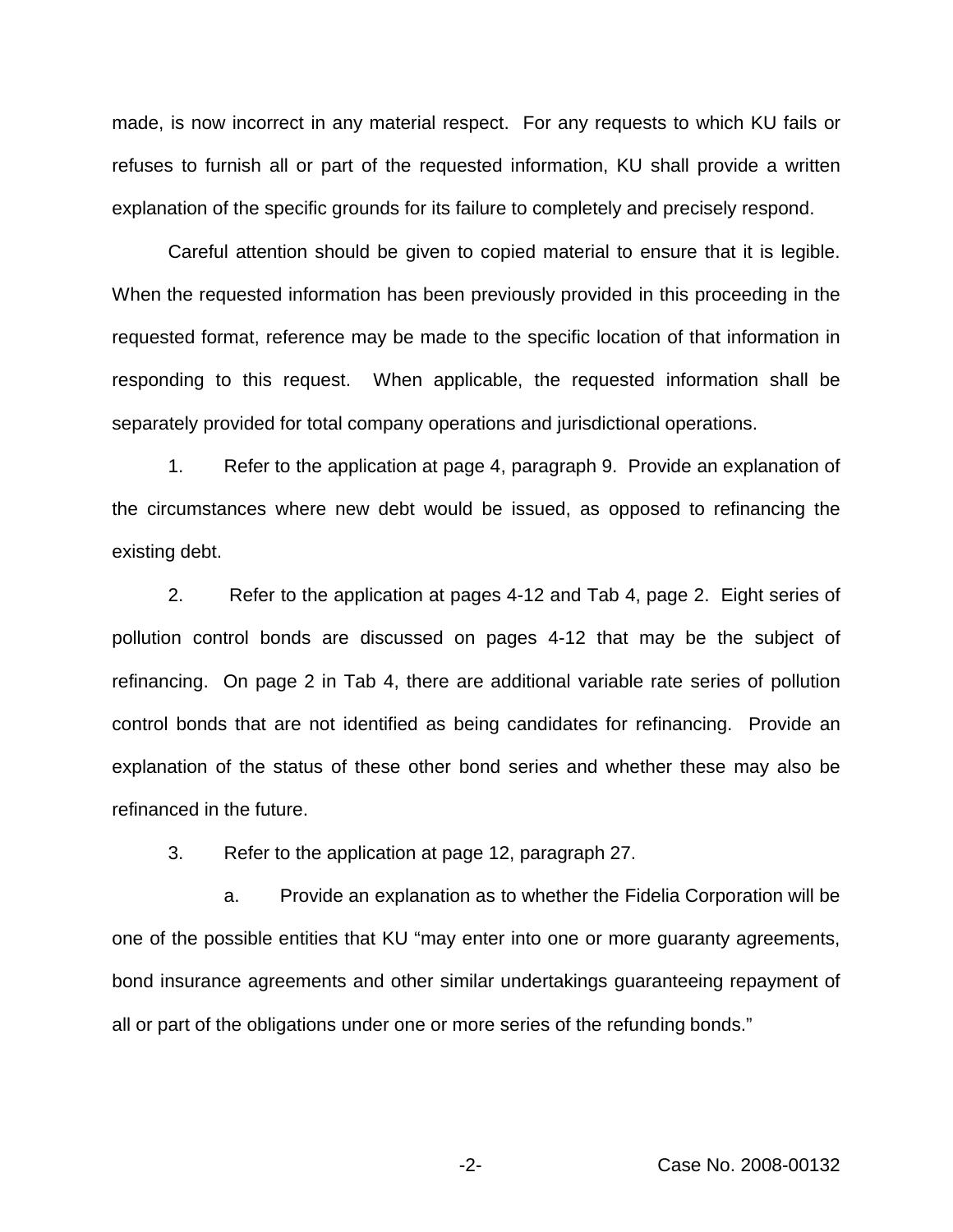made, is now incorrect in any material respect. For any requests to which KU fails or refuses to furnish all or part of the requested information, KU shall provide a written explanation of the specific grounds for its failure to completely and precisely respond.

Careful attention should be given to copied material to ensure that it is legible. When the requested information has been previously provided in this proceeding in the requested format, reference may be made to the specific location of that information in responding to this request. When applicable, the requested information shall be separately provided for total company operations and jurisdictional operations.

1. Refer to the application at page 4, paragraph 9. Provide an explanation of the circumstances where new debt would be issued, as opposed to refinancing the existing debt.

2. Refer to the application at pages 4-12 and Tab 4, page 2. Eight series of pollution control bonds are discussed on pages 4-12 that may be the subject of refinancing. On page 2 in Tab 4, there are additional variable rate series of pollution control bonds that are not identified as being candidates for refinancing. Provide an explanation of the status of these other bond series and whether these may also be refinanced in the future.

3. Refer to the application at page 12, paragraph 27.

   a. Provide an explanation as to whether the Fidelia Corporation will be one of the possible entities that KU "may enter into one or more guaranty agreements, bond insurance agreements and other similar undertakings guaranteeing repayment of all or part of the obligations under one or more series of the refunding bonds."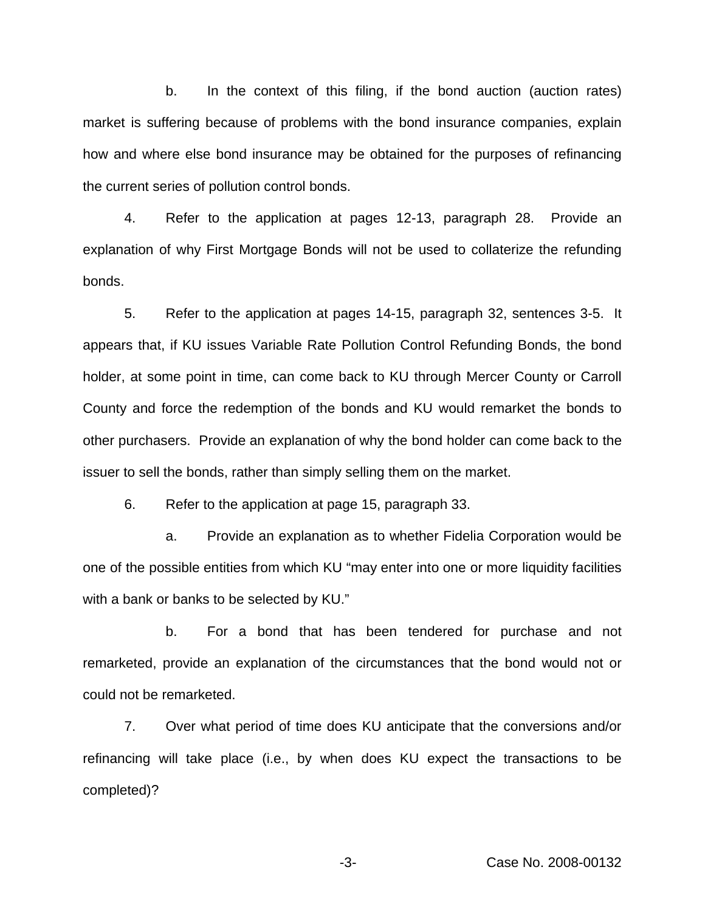b. In the context of this filing, if the bond auction (auction rates) market is suffering because of problems with the bond insurance companies, explain how and where else bond insurance may be obtained for the purposes of refinancing the current series of pollution control bonds.

4. Refer to the application at pages 12-13, paragraph 28. Provide an explanation of why First Mortgage Bonds will not be used to collaterize the refunding bonds.

5. Refer to the application at pages 14-15, paragraph 32, sentences 3-5. It appears that, if KU issues Variable Rate Pollution Control Refunding Bonds, the bond holder, at some point in time, can come back to KU through Mercer County or Carroll County and force the redemption of the bonds and KU would remarket the bonds to other purchasers. Provide an explanation of why the bond holder can come back to the issuer to sell the bonds, rather than simply selling them on the market.

6. Refer to the application at page 15, paragraph 33.

a. Provide an explanation as to whether Fidelia Corporation would be one of the possible entities from which KU "may enter into one or more liquidity facilities with a bank or banks to be selected by KU."

b. For a bond that has been tendered for purchase and not remarketed, provide an explanation of the circumstances that the bond would not or could not be remarketed.

7. Over what period of time does KU anticipate that the conversions and/or refinancing will take place (i.e., by when does KU expect the transactions to be completed)?

Case No. 2008-00132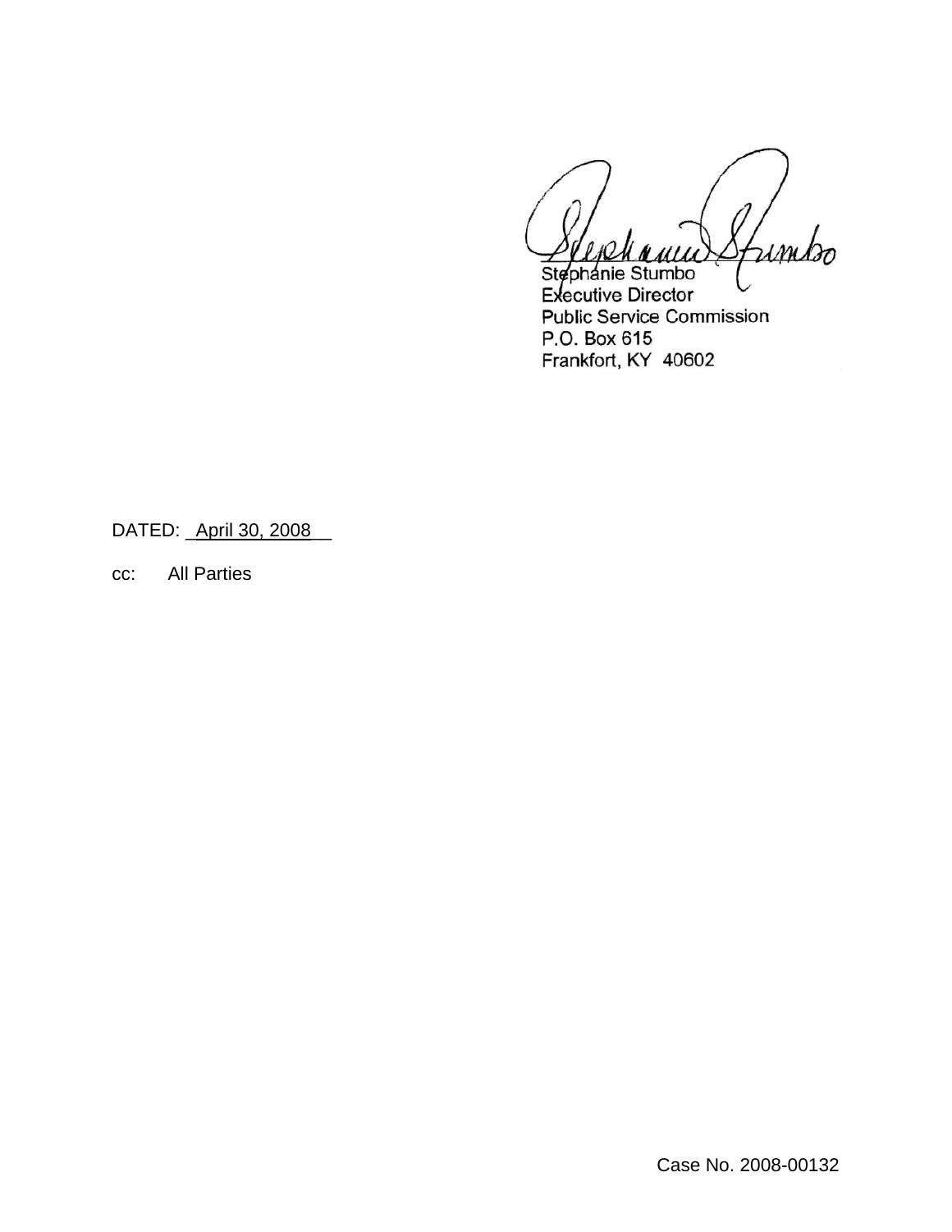Stephanie Stumbo
Executive Director
Public Service Commission
P.O. Box 615
Frankfort, KY 40602

DATED: April 30, 2008

cc: All Parties

Case No. 2008-00132